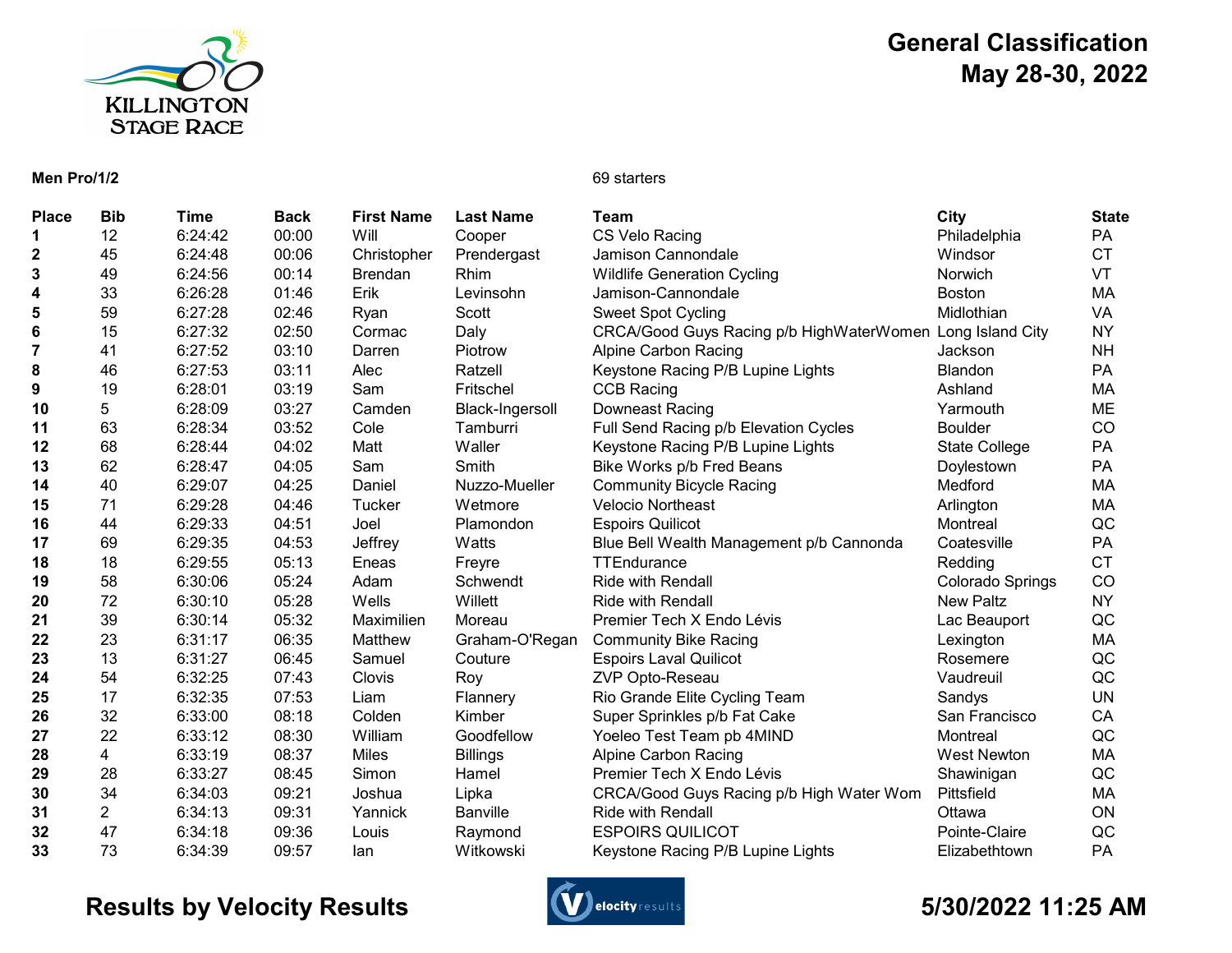# General Classification
## May 28-30, 2022

**Men Pro/1/2**

69 starters

| Place | Bib | Time | Back | First Name | Last Name | Team | City | State |
|---|---|---|---|---|---|---|---|---|
| 1 | 12 | 6:24:42 | 00:00 | Will | Cooper | CS Velo Racing | Philadelphia | PA |
| 2 | 45 | 6:24:48 | 00:06 | Christopher | Prendergast | Jamison Cannondale | Windsor | CT |
| 3 | 49 | 6:24:56 | 00:14 | Brendan | Rhim | Wildlife Generation Cycling | Norwich | VT |
| 4 | 33 | 6:26:28 | 01:46 | Erik | Levinsohn | Jamison-Cannondale | Boston | MA |
| 5 | 59 | 6:27:28 | 02:46 | Ryan | Scott | Sweet Spot Cycling | Midlothian | VA |
| 6 | 15 | 6:27:32 | 02:50 | Cormac | Daly | CRCA/Good Guys Racing p/b HighWaterWomen | Long Island City | NY |
| 7 | 41 | 6:27:52 | 03:10 | Darren | Piotrow | Alpine Carbon Racing | Jackson | NH |
| 8 | 46 | 6:27:53 | 03:11 | Alec | Ratzell | Keystone Racing P/B Lupine Lights | Blandon | PA |
| 9 | 19 | 6:28:01 | 03:19 | Sam | Fritschel | CCB Racing | Ashland | MA |
| 10 | 5 | 6:28:09 | 03:27 | Camden | Black-Ingersoll | Downeast Racing | Yarmouth | ME |
| 11 | 63 | 6:28:34 | 03:52 | Cole | Tamburri | Full Send Racing p/b Elevation Cycles | Boulder | CO |
| 12 | 68 | 6:28:44 | 04:02 | Matt | Waller | Keystone Racing P/B Lupine Lights | State College | PA |
| 13 | 62 | 6:28:47 | 04:05 | Sam | Smith | Bike Works p/b Fred Beans | Doylestown | PA |
| 14 | 40 | 6:29:07 | 04:25 | Daniel | Nuzzo-Mueller | Community Bicycle Racing | Medford | MA |
| 15 | 71 | 6:29:28 | 04:46 | Tucker | Wetmore | Velocio Northeast | Arlington | MA |
| 16 | 44 | 6:29:33 | 04:51 | Joel | Plamondon | Espoirs Quilicot | Montreal | QC |
| 17 | 69 | 6:29:35 | 04:53 | Jeffrey | Watts | Blue Bell Wealth Management p/b Cannonda | Coatesville | PA |
| 18 | 18 | 6:29:55 | 05:13 | Eneas | Freyre | TTEndurance | Redding | CT |
| 19 | 58 | 6:30:06 | 05:24 | Adam | Schwendt | Ride with Rendall | Colorado Springs | CO |
| 20 | 72 | 6:30:10 | 05:28 | Wells | Willett | Ride with Rendall | New Paltz | NY |
| 21 | 39 | 6:30:14 | 05:32 | Maximilien | Moreau | Premier Tech X Endo Lévis | Lac Beauport | QC |
| 22 | 23 | 6:31:17 | 06:35 | Matthew | Graham-O'Regan | Community Bike Racing | Lexington | MA |
| 23 | 13 | 6:31:27 | 06:45 | Samuel | Couture | Espoirs Laval Quilicot | Rosemere | QC |
| 24 | 54 | 6:32:25 | 07:43 | Clovis | Roy | ZVP Opto-Reseau | Vaudreuil | QC |
| 25 | 17 | 6:32:35 | 07:53 | Liam | Flannery | Rio Grande Elite Cycling Team | Sandys | UN |
| 26 | 32 | 6:33:00 | 08:18 | Colden | Kimber | Super Sprinkles p/b Fat Cake | San Francisco | CA |
| 27 | 22 | 6:33:12 | 08:30 | William | Goodfellow | Yoeleo Test Team pb 4MIND | Montreal | QC |
| 28 | 4 | 6:33:19 | 08:37 | Miles | Billings | Alpine Carbon Racing | West Newton | MA |
| 29 | 28 | 6:33:27 | 08:45 | Simon | Hamel | Premier Tech X Endo Lévis | Shawinigan | QC |
| 30 | 34 | 6:34:03 | 09:21 | Joshua | Lipka | CRCA/Good Guys Racing p/b High Water Wom | Pittsfield | MA |
| 31 | 2 | 6:34:13 | 09:31 | Yannick | Banville | Ride with Rendall | Ottawa | ON |
| 32 | 47 | 6:34:18 | 09:36 | Louis | Raymond | ESPOIRS QUILICOT | Pointe-Claire | QC |
| 33 | 73 | 6:34:39 | 09:57 | Ian | Witkowski | Keystone Racing P/B Lupine Lights | Elizabethtown | PA |

**Results by Velocity Results**

**5/30/2022 11:25 AM**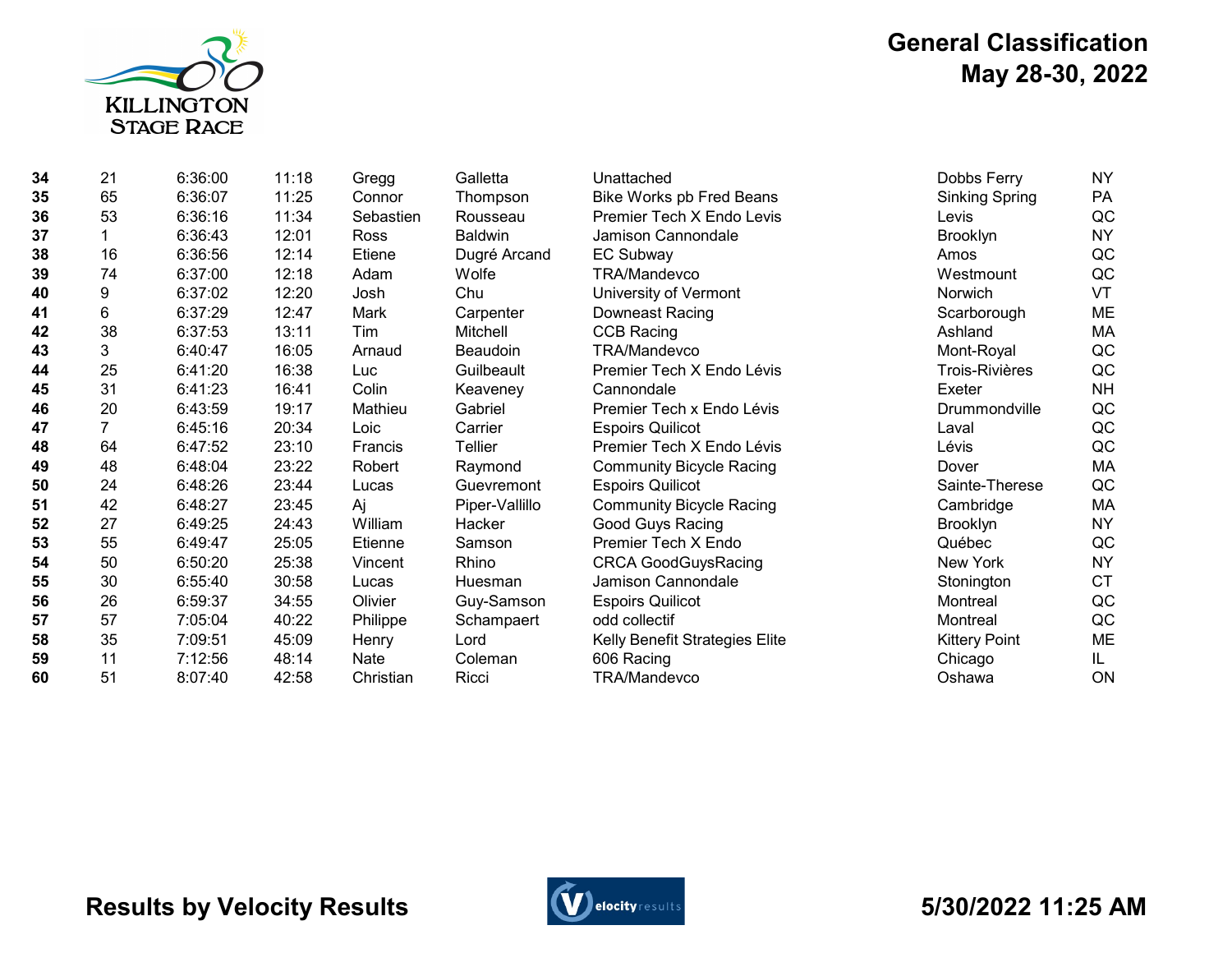# General Classification
## May 28-30, 2022

| | | | | | | | | |
|---|---|---|---|---|---|---|---|---|
| **34** | 21 | 6:36:00 | 11:18 | Gregg | Galletta | Unattached | Dobbs Ferry | NY |
| **35** | 65 | 6:36:07 | 11:25 | Connor | Thompson | Bike Works pb Fred Beans | Sinking Spring | PA |
| **36** | 53 | 6:36:16 | 11:34 | Sebastien | Rousseau | Premier Tech X Endo Levis | Levis | QC |
| **37** | 1 | 6:36:43 | 12:01 | Ross | Baldwin | Jamison Cannondale | Brooklyn | NY |
| **38** | 16 | 6:36:56 | 12:14 | Etiene | Dugré Arcand | EC Subway | Amos | QC |
| **39** | 74 | 6:37:00 | 12:18 | Adam | Wolfe | TRA/Mandevco | Westmount | QC |
| **40** | 9 | 6:37:02 | 12:20 | Josh | Chu | University of Vermont | Norwich | VT |
| **41** | 6 | 6:37:29 | 12:47 | Mark | Carpenter | Downeast Racing | Scarborough | ME |
| **42** | 38 | 6:37:53 | 13:11 | Tim | Mitchell | CCB Racing | Ashland | MA |
| **43** | 3 | 6:40:47 | 16:05 | Arnaud | Beaudoin | TRA/Mandevco | Mont-Royal | QC |
| **44** | 25 | 6:41:20 | 16:38 | Luc | Guilbeault | Premier Tech X Endo Lévis | Trois-Rivières | QC |
| **45** | 31 | 6:41:23 | 16:41 | Colin | Keaveney | Cannondale | Exeter | NH |
| **46** | 20 | 6:43:59 | 19:17 | Mathieu | Gabriel | Premier Tech x Endo Lévis | Drummondville | QC |
| **47** | 7 | 6:45:16 | 20:34 | Loic | Carrier | Espoirs Quilicot | Laval | QC |
| **48** | 64 | 6:47:52 | 23:10 | Francis | Tellier | Premier Tech X Endo Lévis | Lévis | QC |
| **49** | 48 | 6:48:04 | 23:22 | Robert | Raymond | Community Bicycle Racing | Dover | MA |
| **50** | 24 | 6:48:26 | 23:44 | Lucas | Guevremont | Espoirs Quilicot | Sainte-Therese | QC |
| **51** | 42 | 6:48:27 | 23:45 | Aj | Piper-Vallillo | Community Bicycle Racing | Cambridge | MA |
| **52** | 27 | 6:49:25 | 24:43 | William | Hacker | Good Guys Racing | Brooklyn | NY |
| **53** | 55 | 6:49:47 | 25:05 | Etienne | Samson | Premier Tech X Endo | Québec | QC |
| **54** | 50 | 6:50:20 | 25:38 | Vincent | Rhino | CRCA GoodGuysRacing | New York | NY |
| **55** | 30 | 6:55:40 | 30:58 | Lucas | Huesman | Jamison Cannondale | Stonington | CT |
| **56** | 26 | 6:59:37 | 34:55 | Olivier | Guy-Samson | Espoirs Quilicot | Montreal | QC |
| **57** | 57 | 7:05:04 | 40:22 | Philippe | Schampaert | odd collectif | Montreal | QC |
| **58** | 35 | 7:09:51 | 45:09 | Henry | Lord | Kelly Benefit Strategies Elite | Kittery Point | ME |
| **59** | 11 | 7:12:56 | 48:14 | Nate | Coleman | 606 Racing | Chicago | IL |
| **60** | 51 | 8:07:40 | 42:58 | Christian | Ricci | TRA/Mandevco | Oshawa | ON |

**Results by Velocity Results** **5/30/2022 11:25 AM**